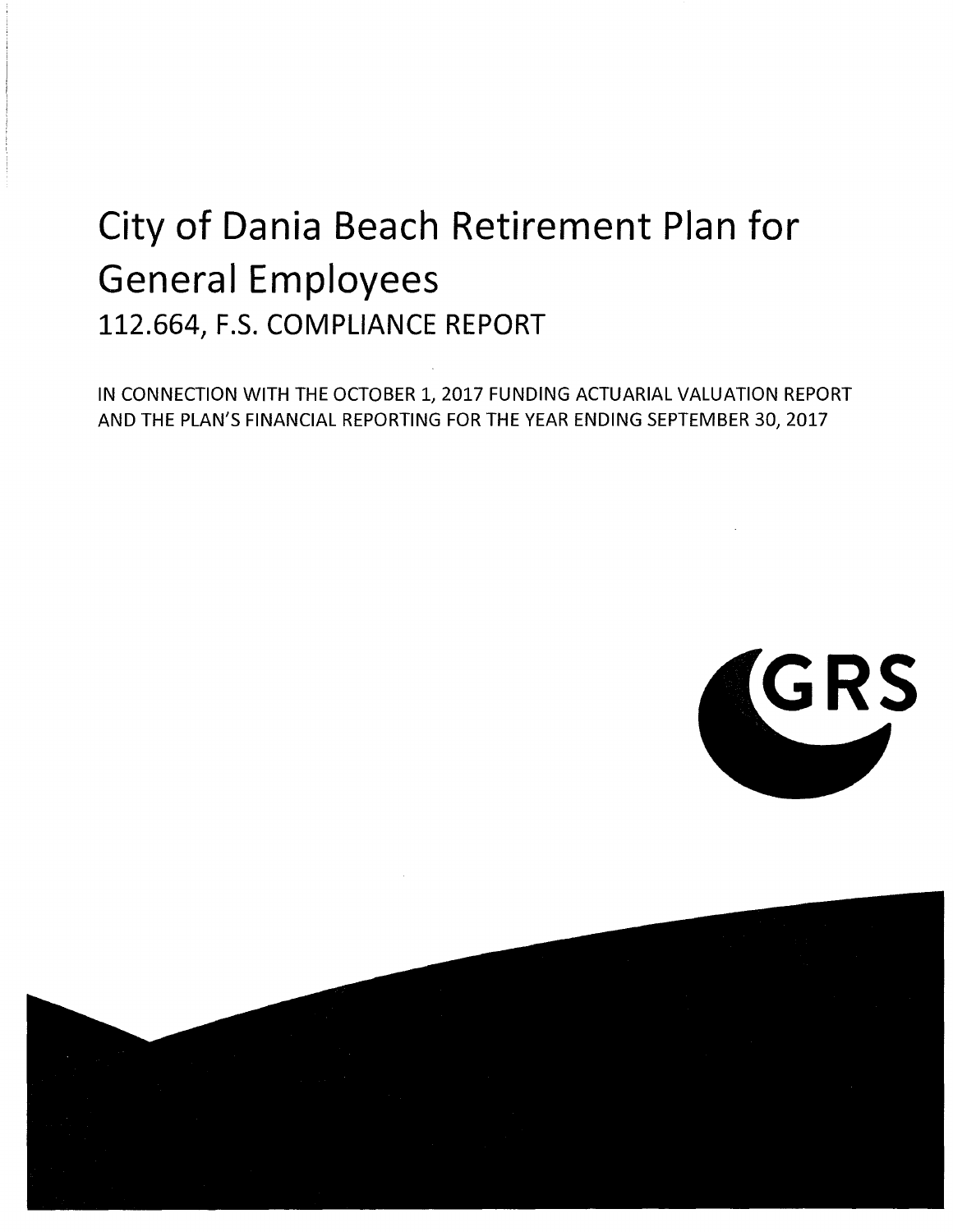# City of Dania Beach Retirement Plan for General Employees

## 112.664, F.S. COMPLIANCE REPORT

IN CONNECTION WITH THE OCTOBER 1, 2017 FUNDING ACTUARIAL VALUATION REPORT AND THE PLAN'S FINANCIAL REPORTING FOR THE YEAR ENDING SEPTEMBER 30, 2017

GRS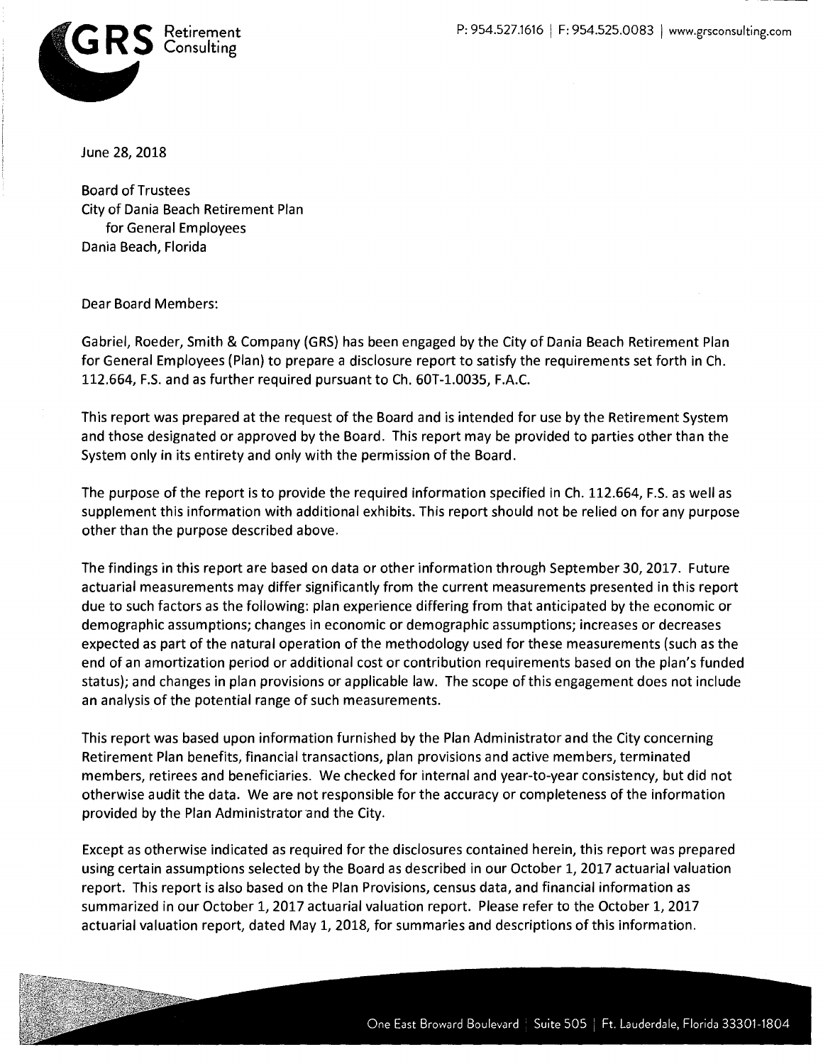June 28, 2018

Board of Trustees
City of Dania Beach Retirement Plan
for General Employees
Dania Beach, Florida

Dear Board Members:

Gabriel, Roeder, Smith & Company (GRS) has been engaged by the City of Dania Beach Retirement Plan for General Employees (Plan) to prepare a disclosure report to satisfy the requirements set forth in Ch. 112.664, F.S. and as further required pursuant to Ch. 60T-1.0035, F.A.C.

This report was prepared at the request of the Board and is intended for use by the Retirement System and those designated or approved by the Board. This report may be provided to parties other than the System only in its entirety and only with the permission of the Board.

The purpose of the report is to provide the required information specified in Ch. 112.664, F.S. as well as supplement this information with additional exhibits. This report should not be relied on for any purpose other than the purpose described above.

The findings in this report are based on data or other information through September 30, 2017. Future actuarial measurements may differ significantly from the current measurements presented in this report due to such factors as the following: plan experience differing from that anticipated by the economic or demographic assumptions; changes in economic or demographic assumptions; increases or decreases expected as part of the natural operation of the methodology used for these measurements (such as the end of an amortization period or additional cost or contribution requirements based on the plan's funded status); and changes in plan provisions or applicable law. The scope of this engagement does not include an analysis of the potential range of such measurements.

This report was based upon information furnished by the Plan Administrator and the City concerning Retirement Plan benefits, financial transactions, plan provisions and active members, terminated members, retirees and beneficiaries. We checked for internal and year-to-year consistency, but did not otherwise audit the data. We are not responsible for the accuracy or completeness of the information provided by the Plan Administrator and the City.

Except as otherwise indicated as required for the disclosures contained herein, this report was prepared using certain assumptions selected by the Board as described in our October 1, 2017 actuarial valuation report. This report is also based on the Plan Provisions, census data, and financial information as summarized in our October 1, 2017 actuarial valuation report. Please refer to the October 1, 2017 actuarial valuation report, dated May 1, 2018, for summaries and descriptions of this information.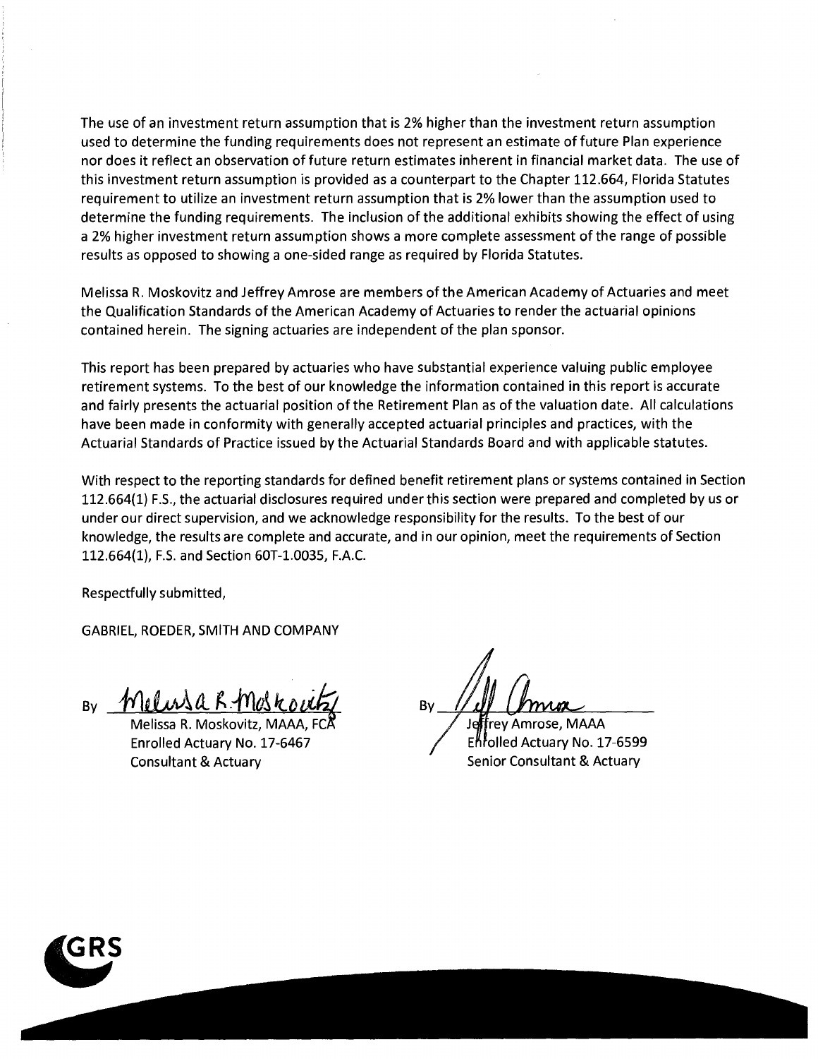The use of an investment return assumption that is 2% higher than the investment return assumption used to determine the funding requirements does not represent an estimate of future Plan experience nor does it reflect an observation of future return estimates inherent in financial market data. The use of this investment return assumption is provided as a counterpart to the Chapter 112.664, Florida Statutes requirement to utilize an investment return assumption that is 2% lower than the assumption used to determine the funding requirements. The inclusion of the additional exhibits showing the effect of using a 2% higher investment return assumption shows a more complete assessment of the range of possible results as opposed to showing a one-sided range as required by Florida Statutes.

Melissa R. Moskovitz and Jeffrey Amrose are members of the American Academy of Actuaries and meet the Qualification Standards of the American Academy of Actuaries to render the actuarial opinions contained herein. The signing actuaries are independent of the plan sponsor.

This report has been prepared by actuaries who have substantial experience valuing public employee retirement systems. To the best of our knowledge the information contained in this report is accurate and fairly presents the actuarial position of the Retirement Plan as of the valuation date. All calculations have been made in conformity with generally accepted actuarial principles and practices, with the Actuarial Standards of Practice issued by the Actuarial Standards Board and with applicable statutes.

With respect to the reporting standards for defined benefit retirement plans or systems contained in Section 112.664(1) F.S., the actuarial disclosures required under this section were prepared and completed by us or under our direct supervision, and we acknowledge responsibility for the results. To the best of our knowledge, the results are complete and accurate, and in our opinion, meet the requirements of Section 112.664(1), F.S. and Section 60T-1.0035, F.A.C.

Respectfully submitted,

GABRIEL, ROEDER, SMITH AND COMPANY

By Melissa R. Moskovitz
Melissa R. Moskovitz, MAAA, FCA
Enrolled Actuary No. 17-6467
Consultant & Actuary

By Jeff Amrose
Jeffrey Amrose, MAAA
Enrolled Actuary No. 17-6599
Senior Consultant & Actuary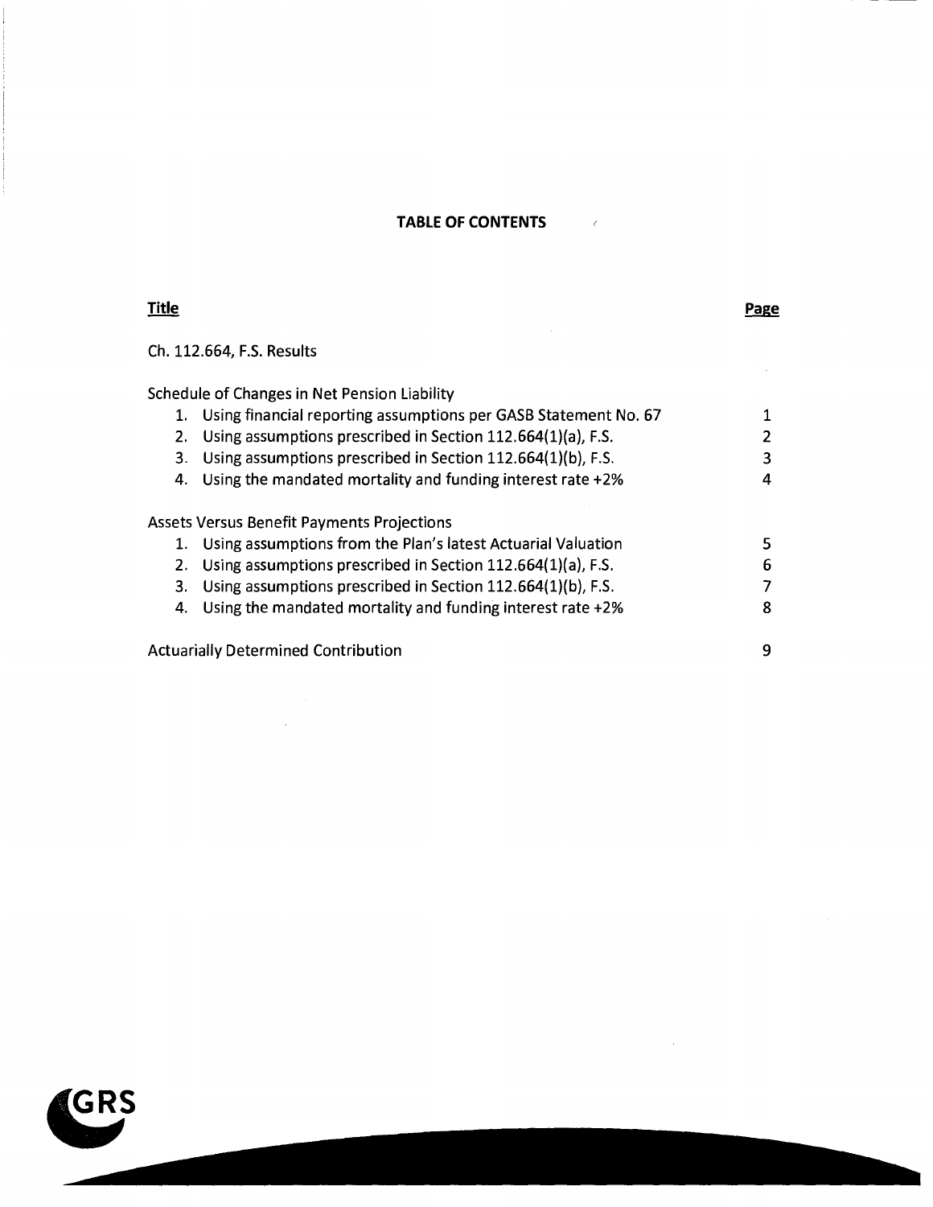## TABLE OF CONTENTS

| Title | Page |
|---|---|
| Ch. 112.664, F.S. Results | |
| Schedule of Changes in Net Pension Liability | |
| 1. Using financial reporting assumptions per GASB Statement No. 67 | 1 |
| 2. Using assumptions prescribed in Section 112.664(1)(a), F.S. | 2 |
| 3. Using assumptions prescribed in Section 112.664(1)(b), F.S. | 3 |
| 4. Using the mandated mortality and funding interest rate +2% | 4 |
| Assets Versus Benefit Payments Projections | |
| 1. Using assumptions from the Plan's latest Actuarial Valuation | 5 |
| 2. Using assumptions prescribed in Section 112.664(1)(a), F.S. | 6 |
| 3. Using assumptions prescribed in Section 112.664(1)(b), F.S. | 7 |
| 4. Using the mandated mortality and funding interest rate +2% | 8 |
| Actuarially Determined Contribution | 9 |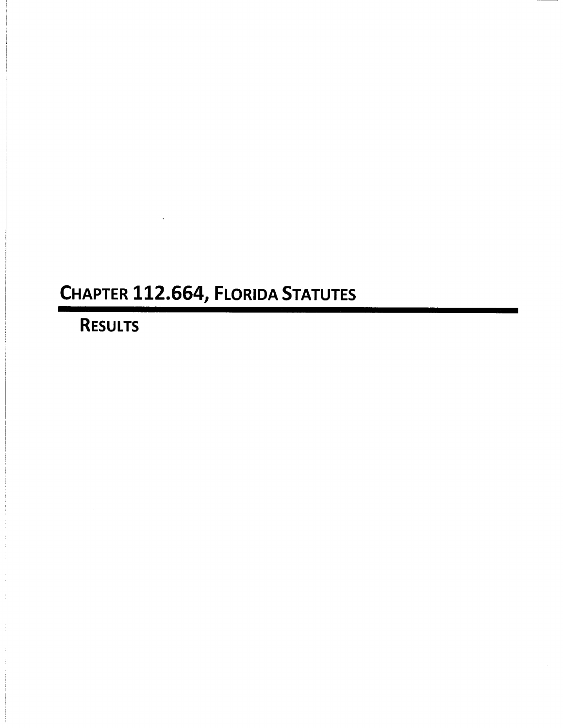# Chapter 112.664, Florida Statutes

## Results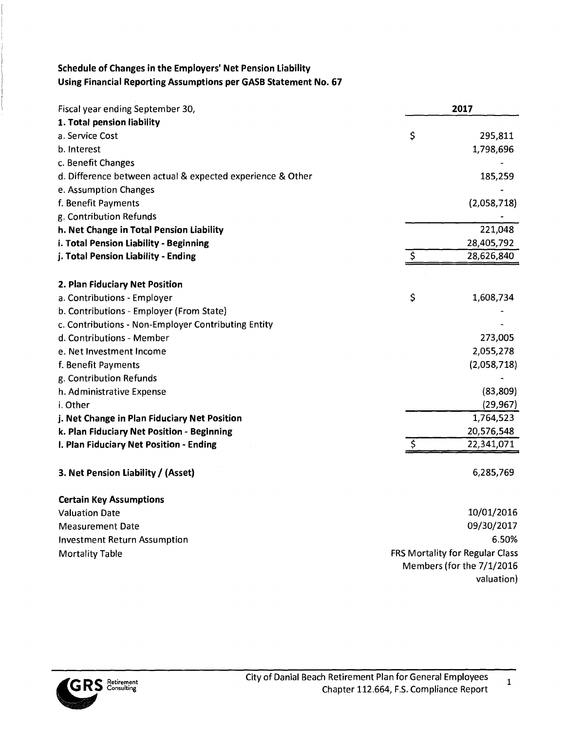## Schedule of Changes in the Employers' Net Pension Liability
## Using Financial Reporting Assumptions per GASB Statement No. 67

| Fiscal year ending September 30, | 2017 |
|---|---|
| **1. Total pension liability** | |
| a. Service Cost | $ 295,811 |
| b. Interest | 1,798,696 |
| c. Benefit Changes | - |
| d. Difference between actual & expected experience & Other | 185,259 |
| e. Assumption Changes | - |
| f. Benefit Payments | (2,058,718) |
| g. Contribution Refunds | - |
| **h. Net Change in Total Pension Liability** | 221,048 |
| **i. Total Pension Liability - Beginning** | 28,405,792 |
| **j. Total Pension Liability - Ending** | $ 28,626,840 |
| | |
| **2. Plan Fiduciary Net Position** | |
| a. Contributions - Employer | $ 1,608,734 |
| b. Contributions - Employer (From State) | - |
| c. Contributions - Non-Employer Contributing Entity | - |
| d. Contributions - Member | 273,005 |
| e. Net Investment Income | 2,055,278 |
| f. Benefit Payments | (2,058,718) |
| g. Contribution Refunds | - |
| h. Administrative Expense | (83,809) |
| i. Other | (29,967) |
| **j. Net Change in Plan Fiduciary Net Position** | 1,764,523 |
| **k. Plan Fiduciary Net Position - Beginning** | 20,576,548 |
| **l. Plan Fiduciary Net Position - Ending** | $ 22,341,071 |
| | |
| **3. Net Pension Liability / (Asset)** | 6,285,769 |
| | |
| **Certain Key Assumptions** | |
| Valuation Date | 10/01/2016 |
| Measurement Date | 09/30/2017 |
| Investment Return Assumption | 6.50% |
| Mortality Table | FRS Mortality for Regular Class Members (for the 7/1/2016 valuation) |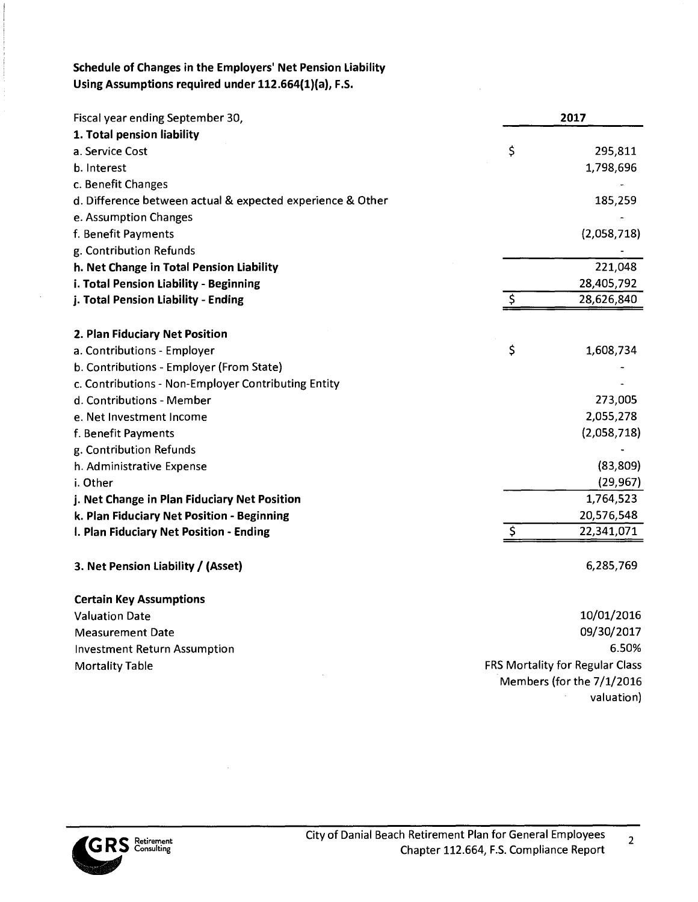**Schedule of Changes in the Employers' Net Pension Liability**
**Using Assumptions required under 112.664(1)(a), F.S.**

| Fiscal year ending September 30, | 2017 |
|---|---|
| **1. Total pension liability** | |
| a. Service Cost | $ 295,811 |
| b. Interest | 1,798,696 |
| c. Benefit Changes | - |
| d. Difference between actual & expected experience & Other | 185,259 |
| e. Assumption Changes | - |
| f. Benefit Payments | (2,058,718) |
| g. Contribution Refunds | - |
| **h. Net Change in Total Pension Liability** | 221,048 |
| **i. Total Pension Liability - Beginning** | 28,405,792 |
| **j. Total Pension Liability - Ending** | $ 28,626,840 |
| | |
| **2. Plan Fiduciary Net Position** | |
| a. Contributions - Employer | $ 1,608,734 |
| b. Contributions - Employer (From State) | - |
| c. Contributions - Non-Employer Contributing Entity | - |
| d. Contributions - Member | 273,005 |
| e. Net Investment Income | 2,055,278 |
| f. Benefit Payments | (2,058,718) |
| g. Contribution Refunds | - |
| h. Administrative Expense | (83,809) |
| i. Other | (29,967) |
| **j. Net Change in Plan Fiduciary Net Position** | 1,764,523 |
| **k. Plan Fiduciary Net Position - Beginning** | 20,576,548 |
| **l. Plan Fiduciary Net Position - Ending** | $ 22,341,071 |
| | |
| **3. Net Pension Liability / (Asset)** | 6,285,769 |
| | |
| **Certain Key Assumptions** | |
| Valuation Date | 10/01/2016 |
| Measurement Date | 09/30/2017 |
| Investment Return Assumption | 6.50% |
| Mortality Table | FRS Mortality for Regular Class Members (for the 7/1/2016 valuation) |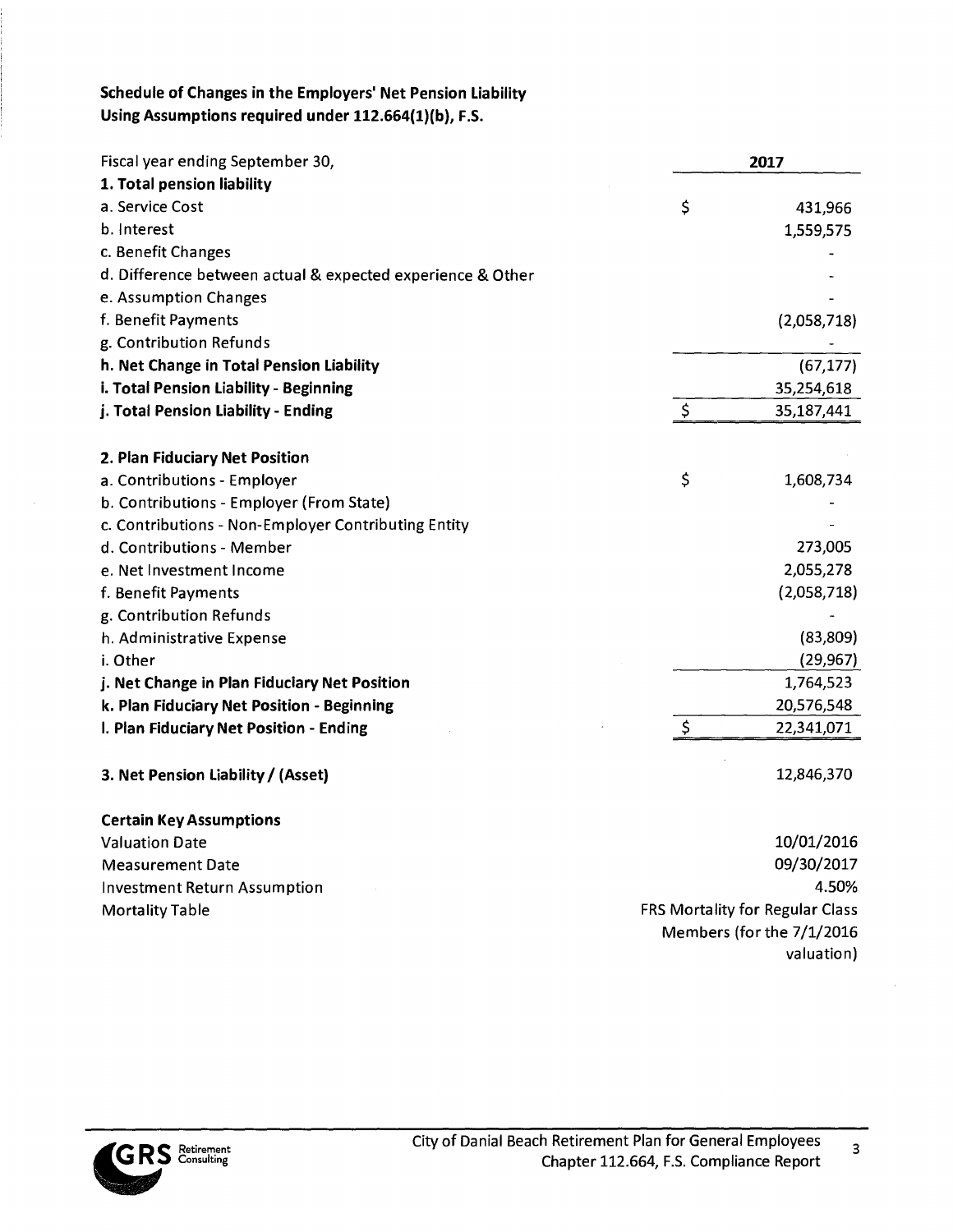**Schedule of Changes in the Employers' Net Pension Liability**
**Using Assumptions required under 112.664(1)(b), F.S.**

| Fiscal year ending September 30, | 2017 |
|---|---|
| **1. Total pension liability** | |
| a. Service Cost | $ 431,966 |
| b. Interest | 1,559,575 |
| c. Benefit Changes | - |
| d. Difference between actual & expected experience & Other | - |
| e. Assumption Changes | - |
| f. Benefit Payments | (2,058,718) |
| g. Contribution Refunds | - |
| **h. Net Change in Total Pension Liability** | (67,177) |
| **i. Total Pension Liability - Beginning** | 35,254,618 |
| **j. Total Pension Liability - Ending** | $ 35,187,441 |
| | |
| **2. Plan Fiduciary Net Position** | |
| a. Contributions - Employer | $ 1,608,734 |
| b. Contributions - Employer (From State) | - |
| c. Contributions - Non-Employer Contributing Entity | - |
| d. Contributions - Member | 273,005 |
| e. Net Investment Income | 2,055,278 |
| f. Benefit Payments | (2,058,718) |
| g. Contribution Refunds | - |
| h. Administrative Expense | (83,809) |
| i. Other | (29,967) |
| **j. Net Change in Plan Fiduciary Net Position** | 1,764,523 |
| **k. Plan Fiduciary Net Position - Beginning** | 20,576,548 |
| **l. Plan Fiduciary Net Position - Ending** | $ 22,341,071 |
| | |
| **3. Net Pension Liability / (Asset)** | 12,846,370 |

**Certain Key Assumptions**

| | |
|---|---|
| Valuation Date | 10/01/2016 |
| Measurement Date | 09/30/2017 |
| Investment Return Assumption | 4.50% |
| Mortality Table | FRS Mortality for Regular Class Members (for the 7/1/2016 valuation) |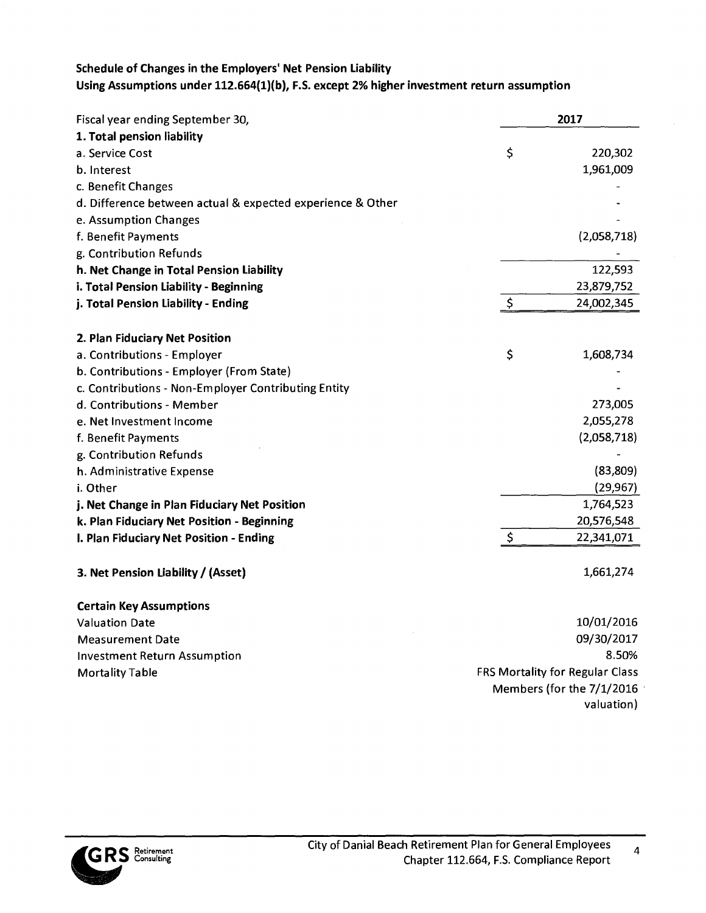**Schedule of Changes in the Employers' Net Pension Liability**
**Using Assumptions under 112.664(1)(b), F.S. except 2% higher investment return assumption**

| Fiscal year ending September 30, | 2017 |
|---|---|
| **1. Total pension liability** | |
| a. Service Cost | $ 220,302 |
| b. Interest | 1,961,009 |
| c. Benefit Changes | - |
| d. Difference between actual & expected experience & Other | - |
| e. Assumption Changes | - |
| f. Benefit Payments | (2,058,718) |
| g. Contribution Refunds | - |
| **h. Net Change in Total Pension Liability** | 122,593 |
| **i. Total Pension Liability - Beginning** | 23,879,752 |
| **j. Total Pension Liability - Ending** | $ 24,002,345 |
| | |
| **2. Plan Fiduciary Net Position** | |
| a. Contributions - Employer | $ 1,608,734 |
| b. Contributions - Employer (From State) | - |
| c. Contributions - Non-Employer Contributing Entity | - |
| d. Contributions - Member | 273,005 |
| e. Net Investment Income | 2,055,278 |
| f. Benefit Payments | (2,058,718) |
| g. Contribution Refunds | - |
| h. Administrative Expense | (83,809) |
| i. Other | (29,967) |
| **j. Net Change in Plan Fiduciary Net Position** | 1,764,523 |
| **k. Plan Fiduciary Net Position - Beginning** | 20,576,548 |
| **l. Plan Fiduciary Net Position - Ending** | $ 22,341,071 |
| | |
| **3. Net Pension Liability / (Asset)** | 1,661,274 |

| **Certain Key Assumptions** | |
|---|---|
| Valuation Date | 10/01/2016 |
| Measurement Date | 09/30/2017 |
| Investment Return Assumption | 8.50% |
| Mortality Table | FRS Mortality for Regular Class Members (for the 7/1/2016 valuation) |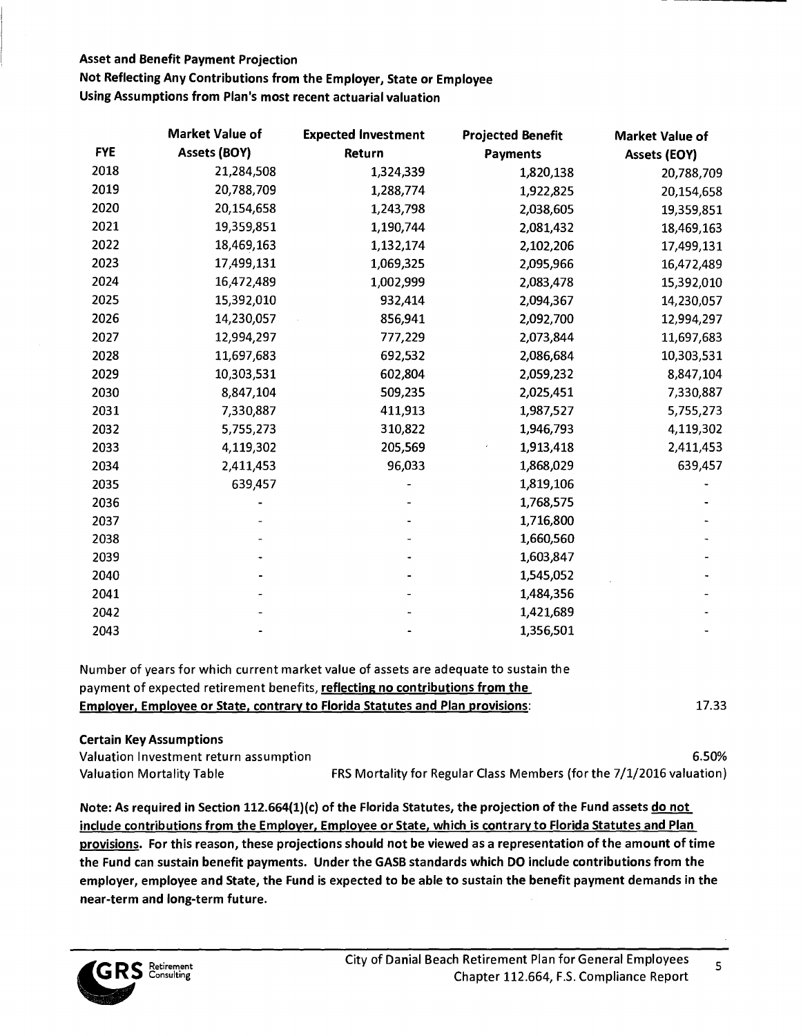**Asset and Benefit Payment Projection**

**Not Reflecting Any Contributions from the Employer, State or Employee**

**Using Assumptions from Plan's most recent actuarial valuation**

| FYE | Market Value of Assets (BOY) | Expected Investment Return | Projected Benefit Payments | Market Value of Assets (EOY) |
|---|---|---|---|---|
| 2018 | 21,284,508 | 1,324,339 | 1,820,138 | 20,788,709 |
| 2019 | 20,788,709 | 1,288,774 | 1,922,825 | 20,154,658 |
| 2020 | 20,154,658 | 1,243,798 | 2,038,605 | 19,359,851 |
| 2021 | 19,359,851 | 1,190,744 | 2,081,432 | 18,469,163 |
| 2022 | 18,469,163 | 1,132,174 | 2,102,206 | 17,499,131 |
| 2023 | 17,499,131 | 1,069,325 | 2,095,966 | 16,472,489 |
| 2024 | 16,472,489 | 1,002,999 | 2,083,478 | 15,392,010 |
| 2025 | 15,392,010 | 932,414 | 2,094,367 | 14,230,057 |
| 2026 | 14,230,057 | 856,941 | 2,092,700 | 12,994,297 |
| 2027 | 12,994,297 | 777,229 | 2,073,844 | 11,697,683 |
| 2028 | 11,697,683 | 692,532 | 2,086,684 | 10,303,531 |
| 2029 | 10,303,531 | 602,804 | 2,059,232 | 8,847,104 |
| 2030 | 8,847,104 | 509,235 | 2,025,451 | 7,330,887 |
| 2031 | 7,330,887 | 411,913 | 1,987,527 | 5,755,273 |
| 2032 | 5,755,273 | 310,822 | 1,946,793 | 4,119,302 |
| 2033 | 4,119,302 | 205,569 | 1,913,418 | 2,411,453 |
| 2034 | 2,411,453 | 96,033 | 1,868,029 | 639,457 |
| 2035 | 639,457 | - | 1,819,106 | - |
| 2036 | - | - | 1,768,575 | - |
| 2037 | - | - | 1,716,800 | - |
| 2038 | - | - | 1,660,560 | - |
| 2039 | - | - | 1,603,847 | - |
| 2040 | - | - | 1,545,052 | - |
| 2041 | - | - | 1,484,356 | - |
| 2042 | - | - | 1,421,689 | - |
| 2043 | - | - | 1,356,501 | - |

Number of years for which current market value of assets are adequate to sustain the payment of expected retirement benefits, **reflecting no contributions from the Employer, Employee or State, contrary to Florida Statutes and Plan provisions**: 17.33

**Certain Key Assumptions**

Valuation Investment return assumption: 6.50%

Valuation Mortality Table: FRS Mortality for Regular Class Members (for the 7/1/2016 valuation)

**Note: As required in Section 112.664(1)(c) of the Florida Statutes, the projection of the Fund assets do not include contributions from the Employer, Employee or State, which is contrary to Florida Statutes and Plan provisions. For this reason, these projections should not be viewed as a representation of the amount of time the Fund can sustain benefit payments. Under the GASB standards which DO include contributions from the employer, employee and State, the Fund is expected to be able to sustain the benefit payment demands in the near-term and long-term future.**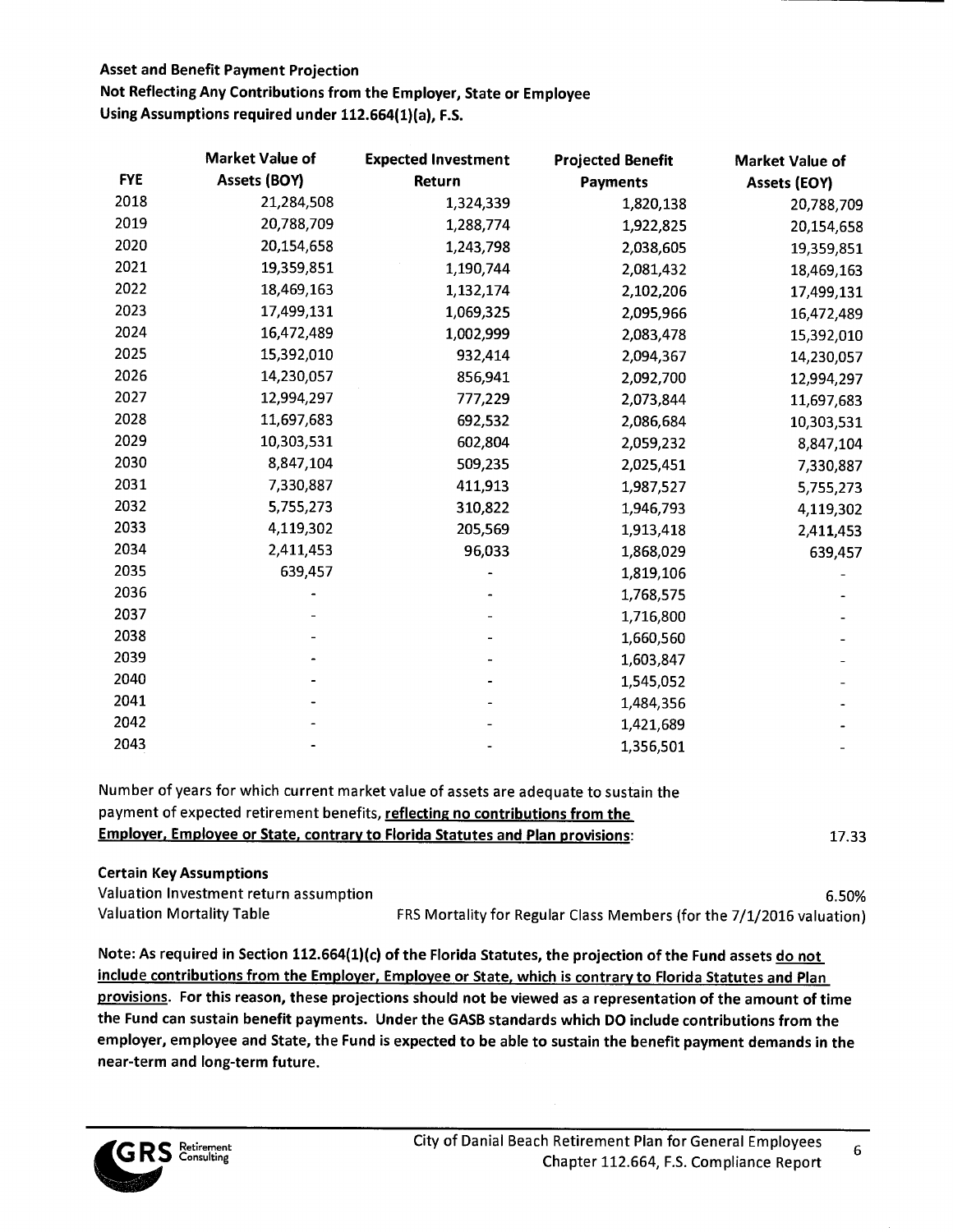**Asset and Benefit Payment Projection**
**Not Reflecting Any Contributions from the Employer, State or Employee**
**Using Assumptions required under 112.664(1)(a), F.S.**

| FYE | Market Value of Assets (BOY) | Expected Investment Return | Projected Benefit Payments | Market Value of Assets (EOY) |
|---|---|---|---|---|
| 2018 | 21,284,508 | 1,324,339 | 1,820,138 | 20,788,709 |
| 2019 | 20,788,709 | 1,288,774 | 1,922,825 | 20,154,658 |
| 2020 | 20,154,658 | 1,243,798 | 2,038,605 | 19,359,851 |
| 2021 | 19,359,851 | 1,190,744 | 2,081,432 | 18,469,163 |
| 2022 | 18,469,163 | 1,132,174 | 2,102,206 | 17,499,131 |
| 2023 | 17,499,131 | 1,069,325 | 2,095,966 | 16,472,489 |
| 2024 | 16,472,489 | 1,002,999 | 2,083,478 | 15,392,010 |
| 2025 | 15,392,010 | 932,414 | 2,094,367 | 14,230,057 |
| 2026 | 14,230,057 | 856,941 | 2,092,700 | 12,994,297 |
| 2027 | 12,994,297 | 777,229 | 2,073,844 | 11,697,683 |
| 2028 | 11,697,683 | 692,532 | 2,086,684 | 10,303,531 |
| 2029 | 10,303,531 | 602,804 | 2,059,232 | 8,847,104 |
| 2030 | 8,847,104 | 509,235 | 2,025,451 | 7,330,887 |
| 2031 | 7,330,887 | 411,913 | 1,987,527 | 5,755,273 |
| 2032 | 5,755,273 | 310,822 | 1,946,793 | 4,119,302 |
| 2033 | 4,119,302 | 205,569 | 1,913,418 | 2,411,453 |
| 2034 | 2,411,453 | 96,033 | 1,868,029 | 639,457 |
| 2035 | 639,457 | - | 1,819,106 | - |
| 2036 | - | - | 1,768,575 | - |
| 2037 | - | - | 1,716,800 | - |
| 2038 | - | - | 1,660,560 | - |
| 2039 | - | - | 1,603,847 | - |
| 2040 | - | - | 1,545,052 | - |
| 2041 | - | - | 1,484,356 | - |
| 2042 | - | - | 1,421,689 | - |
| 2043 | - | - | 1,356,501 | - |

Number of years for which current market value of assets are adequate to sustain the payment of expected retirement benefits, **reflecting no contributions from the Employer, Employee or State, contrary to Florida Statutes and Plan provisions**: 17.33

**Certain Key Assumptions**

Valuation Investment return assumption: 6.50%
Valuation Mortality Table: FRS Mortality for Regular Class Members (for the 7/1/2016 valuation)

**Note: As required in Section 112.664(1)(c) of the Florida Statutes, the projection of the Fund assets do not include contributions from the Employer, Employee or State, which is contrary to Florida Statutes and Plan provisions. For this reason, these projections should not be viewed as a representation of the amount of time the Fund can sustain benefit payments. Under the GASB standards which DO include contributions from the employer, employee and State, the Fund is expected to be able to sustain the benefit payment demands in the near-term and long-term future.**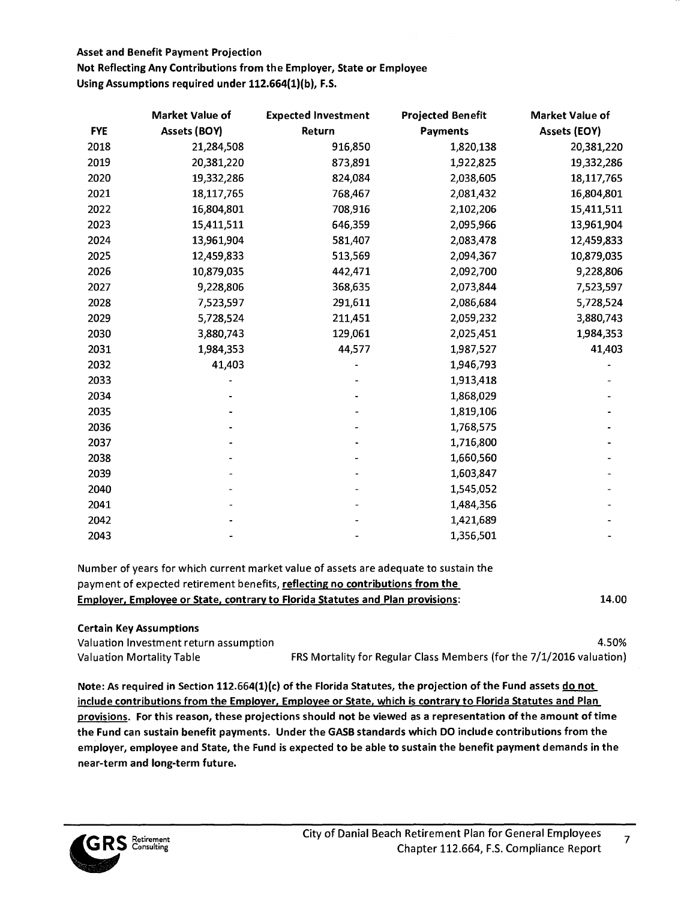**Asset and Benefit Payment Projection**
**Not Reflecting Any Contributions from the Employer, State or Employee**
**Using Assumptions required under 112.664(1)(b), F.S.**

| FYE | Market Value of Assets (BOY) | Expected Investment Return | Projected Benefit Payments | Market Value of Assets (EOY) |
|---|---|---|---|---|
| 2018 | 21,284,508 | 916,850 | 1,820,138 | 20,381,220 |
| 2019 | 20,381,220 | 873,891 | 1,922,825 | 19,332,286 |
| 2020 | 19,332,286 | 824,084 | 2,038,605 | 18,117,765 |
| 2021 | 18,117,765 | 768,467 | 2,081,432 | 16,804,801 |
| 2022 | 16,804,801 | 708,916 | 2,102,206 | 15,411,511 |
| 2023 | 15,411,511 | 646,359 | 2,095,966 | 13,961,904 |
| 2024 | 13,961,904 | 581,407 | 2,083,478 | 12,459,833 |
| 2025 | 12,459,833 | 513,569 | 2,094,367 | 10,879,035 |
| 2026 | 10,879,035 | 442,471 | 2,092,700 | 9,228,806 |
| 2027 | 9,228,806 | 368,635 | 2,073,844 | 7,523,597 |
| 2028 | 7,523,597 | 291,611 | 2,086,684 | 5,728,524 |
| 2029 | 5,728,524 | 211,451 | 2,059,232 | 3,880,743 |
| 2030 | 3,880,743 | 129,061 | 2,025,451 | 1,984,353 |
| 2031 | 1,984,353 | 44,577 | 1,987,527 | 41,403 |
| 2032 | 41,403 | - | 1,946,793 | - |
| 2033 | - | - | 1,913,418 | - |
| 2034 | - | - | 1,868,029 | - |
| 2035 | - | - | 1,819,106 | - |
| 2036 | - | - | 1,768,575 | - |
| 2037 | - | - | 1,716,800 | - |
| 2038 | - | - | 1,660,560 | - |
| 2039 | - | - | 1,603,847 | - |
| 2040 | - | - | 1,545,052 | - |
| 2041 | - | - | 1,484,356 | - |
| 2042 | - | - | 1,421,689 | - |
| 2043 | - | - | 1,356,501 | - |

Number of years for which current market value of assets are adequate to sustain the payment of expected retirement benefits, **reflecting no contributions from the Employer, Employee or State, contrary to Florida Statutes and Plan provisions**: 14.00

**Certain Key Assumptions**

| | |
|---|---|
| Valuation Investment return assumption | 4.50% |
| Valuation Mortality Table | FRS Mortality for Regular Class Members (for the 7/1/2016 valuation) |

**Note: As required in Section 112.664(1)(c) of the Florida Statutes, the projection of the Fund assets do not include contributions from the Employer, Employee or State, which is contrary to Florida Statutes and Plan provisions. For this reason, these projections should not be viewed as a representation of the amount of time the Fund can sustain benefit payments. Under the GASB standards which DO include contributions from the employer, employee and State, the Fund is expected to be able to sustain the benefit payment demands in the near-term and long-term future.**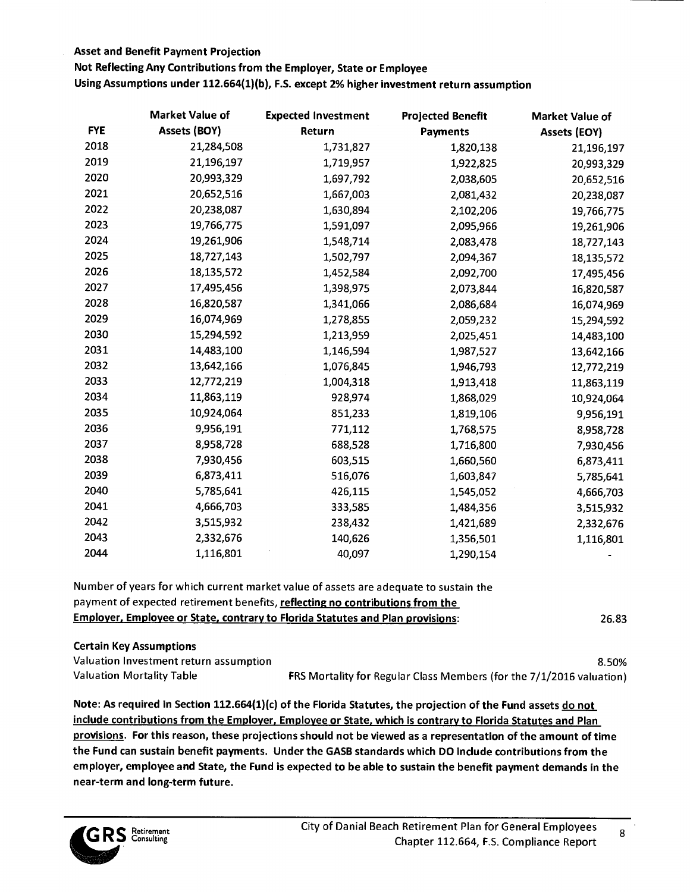**Asset and Benefit Payment Projection**

**Not Reflecting Any Contributions from the Employer, State or Employee**

**Using Assumptions under 112.664(1)(b), F.S. except 2% higher investment return assumption**

| FYE | Market Value of Assets (BOY) | Expected Investment Return | Projected Benefit Payments | Market Value of Assets (EOY) |
|---|---|---|---|---|
| 2018 | 21,284,508 | 1,731,827 | 1,820,138 | 21,196,197 |
| 2019 | 21,196,197 | 1,719,957 | 1,922,825 | 20,993,329 |
| 2020 | 20,993,329 | 1,697,792 | 2,038,605 | 20,652,516 |
| 2021 | 20,652,516 | 1,667,003 | 2,081,432 | 20,238,087 |
| 2022 | 20,238,087 | 1,630,894 | 2,102,206 | 19,766,775 |
| 2023 | 19,766,775 | 1,591,097 | 2,095,966 | 19,261,906 |
| 2024 | 19,261,906 | 1,548,714 | 2,083,478 | 18,727,143 |
| 2025 | 18,727,143 | 1,502,797 | 2,094,367 | 18,135,572 |
| 2026 | 18,135,572 | 1,452,584 | 2,092,700 | 17,495,456 |
| 2027 | 17,495,456 | 1,398,975 | 2,073,844 | 16,820,587 |
| 2028 | 16,820,587 | 1,341,066 | 2,086,684 | 16,074,969 |
| 2029 | 16,074,969 | 1,278,855 | 2,059,232 | 15,294,592 |
| 2030 | 15,294,592 | 1,213,959 | 2,025,451 | 14,483,100 |
| 2031 | 14,483,100 | 1,146,594 | 1,987,527 | 13,642,166 |
| 2032 | 13,642,166 | 1,076,845 | 1,946,793 | 12,772,219 |
| 2033 | 12,772,219 | 1,004,318 | 1,913,418 | 11,863,119 |
| 2034 | 11,863,119 | 928,974 | 1,868,029 | 10,924,064 |
| 2035 | 10,924,064 | 851,233 | 1,819,106 | 9,956,191 |
| 2036 | 9,956,191 | 771,112 | 1,768,575 | 8,958,728 |
| 2037 | 8,958,728 | 688,528 | 1,716,800 | 7,930,456 |
| 2038 | 7,930,456 | 603,515 | 1,660,560 | 6,873,411 |
| 2039 | 6,873,411 | 516,076 | 1,603,847 | 5,785,641 |
| 2040 | 5,785,641 | 426,115 | 1,545,052 | 4,666,703 |
| 2041 | 4,666,703 | 333,585 | 1,484,356 | 3,515,932 |
| 2042 | 3,515,932 | 238,432 | 1,421,689 | 2,332,676 |
| 2043 | 2,332,676 | 140,626 | 1,356,501 | 1,116,801 |
| 2044 | 1,116,801 | 40,097 | 1,290,154 | - |

Number of years for which current market value of assets are adequate to sustain the payment of expected retirement benefits, **reflecting no contributions from the Employer, Employee or State, contrary to Florida Statutes and Plan provisions**: 26.83

**Certain Key Assumptions**

| | |
|---|---|
| Valuation Investment return assumption | 8.50% |
| Valuation Mortality Table | FRS Mortality for Regular Class Members (for the 7/1/2016 valuation) |

**Note: As required in Section 112.664(1)(c) of the Florida Statutes, the projection of the Fund assets do not include contributions from the Employer, Employee or State, which is contrary to Florida Statutes and Plan provisions. For this reason, these projections should not be viewed as a representation of the amount of time the Fund can sustain benefit payments. Under the GASB standards which DO include contributions from the employer, employee and State, the Fund is expected to be able to sustain the benefit payment demands in the near-term and long-term future.**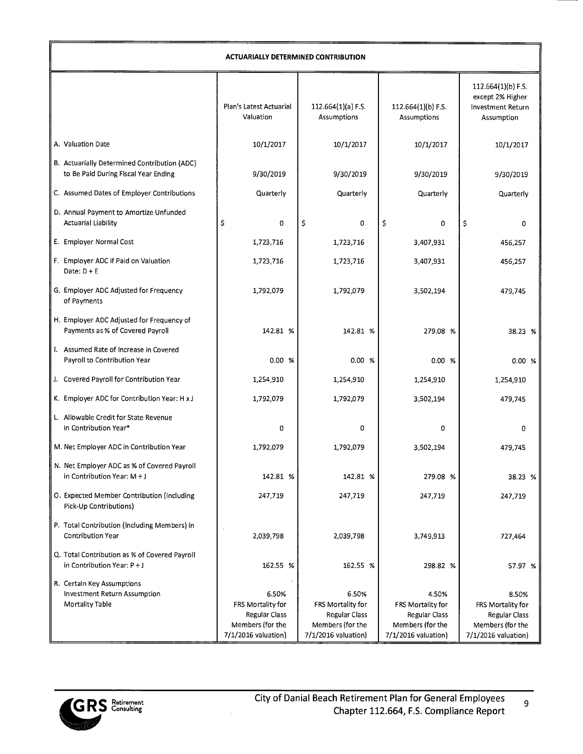## ACTUARIALLY DETERMINED CONTRIBUTION

| | Plan's Latest Actuarial Valuation | 112.664(1)(a) F.S. Assumptions | 112.664(1)(b) F.S. Assumptions | 112.664(1)(b) F.S. except 2% Higher Investment Return Assumption |
|---|---|---|---|---|
| A. Valuation Date | 10/1/2017 | 10/1/2017 | 10/1/2017 | 10/1/2017 |
| B. Actuarially Determined Contribution (ADC) to Be Paid During Fiscal Year Ending | 9/30/2019 | 9/30/2019 | 9/30/2019 | 9/30/2019 |
| C. Assumed Dates of Employer Contributions | Quarterly | Quarterly | Quarterly | Quarterly |
| D. Annual Payment to Amortize Unfunded Actuarial Liability | $ 0 | $ 0 | $ 0 | $ 0 |
| E. Employer Normal Cost | 1,723,716 | 1,723,716 | 3,407,931 | 456,257 |
| F. Employer ADC if Paid on Valuation Date: D + E | 1,723,716 | 1,723,716 | 3,407,931 | 456,257 |
| G. Employer ADC Adjusted for Frequency of Payments | 1,792,079 | 1,792,079 | 3,502,194 | 479,745 |
| H. Employer ADC Adjusted for Frequency of Payments as % of Covered Payroll | 142.81 % | 142.81 % | 279.08 % | 38.23 % |
| I. Assumed Rate of Increase in Covered Payroll to Contribution Year | 0.00 % | 0.00 % | 0.00 % | 0.00 % |
| J. Covered Payroll for Contribution Year | 1,254,910 | 1,254,910 | 1,254,910 | 1,254,910 |
| K. Employer ADC for Contribution Year: H x J | 1,792,079 | 1,792,079 | 3,502,194 | 479,745 |
| L. Allowable Credit for State Revenue in Contribution Year* | 0 | 0 | 0 | 0 |
| M. Net Employer ADC in Contribution Year | 1,792,079 | 1,792,079 | 3,502,194 | 479,745 |
| N. Net Employer ADC as % of Covered Payroll in Contribution Year: M ÷ J | 142.81 % | 142.81 % | 279.08 % | 38.23 % |
| O. Expected Member Contribution (Including Pick-Up Contributions) | 247,719 | 247,719 | 247,719 | 247,719 |
| P. Total Contribution (Including Members) in Contribution Year | 2,039,798 | 2,039,798 | 3,749,913 | 727,464 |
| Q. Total Contribution as % of Covered Payroll in Contribution Year: P ÷ J | 162.55 % | 162.55 % | 298.82 % | 57.97 % |
| R. Certain Key Assumptions<br>Investment Return Assumption<br>Mortality Table | 6.50%<br>FRS Mortality for Regular Class Members (for the 7/1/2016 valuation) | 6.50%<br>FRS Mortality for Regular Class Members (for the 7/1/2016 valuation) | 4.50%<br>FRS Mortality for Regular Class Members (for the 7/1/2016 valuation) | 8.50%<br>FRS Mortality for Regular Class Members (for the 7/1/2016 valuation) |